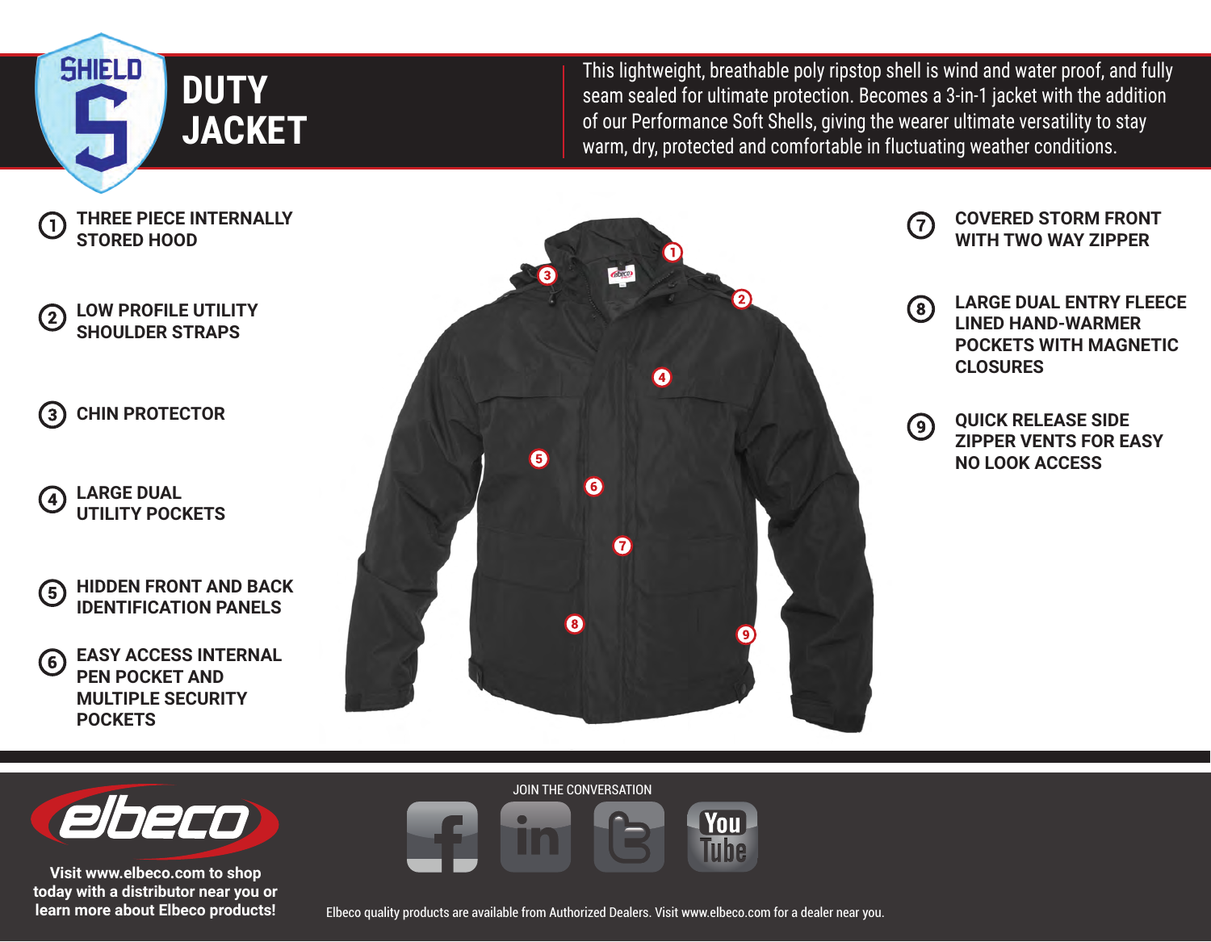# SHIELD DUTY JACKET

This lightweight, breathable poly ripstop shell is wind and water proof, and fully seam sealed for ultimate protection. Becomes a 3-in-1 jacket with the addition of our Performance Soft Shells, giving the wearer ultimate versatility to stay warm, dry, protected and comfortable in fluctuating weather conditions.

1. THREE PIECE INTERNALLY STORED HOOD
2. LOW PROFILE UTILITY SHOULDER STRAPS
3. CHIN PROTECTOR
4. LARGE DUAL UTILITY POCKETS
5. HIDDEN FRONT AND BACK IDENTIFICATION PANELS
6. EASY ACCESS INTERNAL PEN POCKET AND MULTIPLE SECURITY POCKETS
7. COVERED STORM FRONT WITH TWO WAY ZIPPER
8. LARGE DUAL ENTRY FLEECE LINED HAND-WARMER POCKETS WITH MAGNETIC CLOSURES
9. QUICK RELEASE SIDE ZIPPER VENTS FOR EASY NO LOOK ACCESS

elbeco

**Visit www.elbeco.com to shop today with a distributor near you or learn more about Elbeco products!**

JOIN THE CONVERSATION

Elbeco quality products are available from Authorized Dealers. Visit www.elbeco.com for a dealer near you.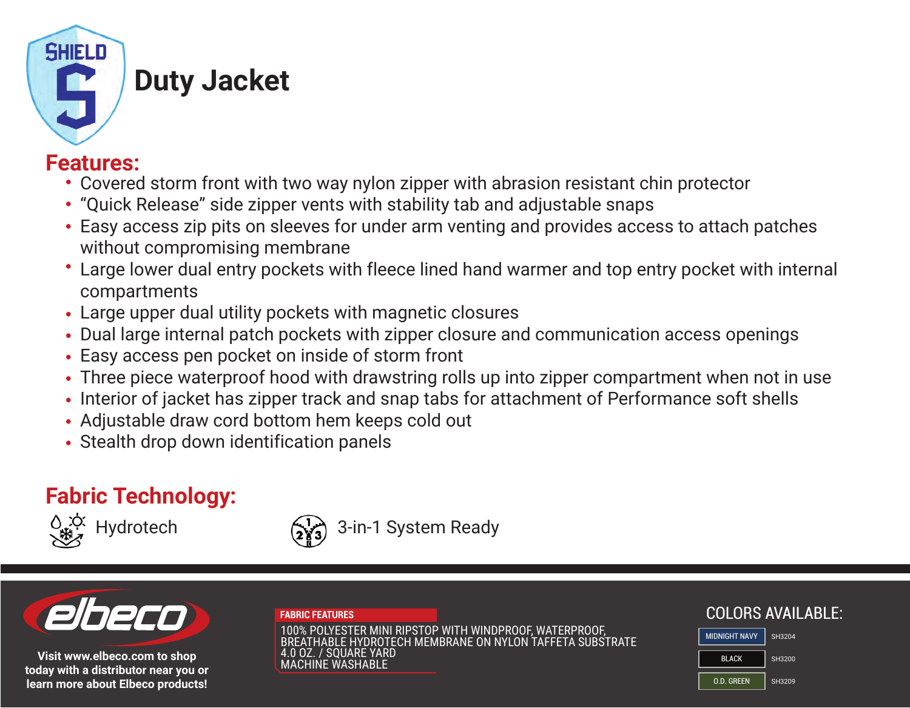SHIELD

# Duty Jacket

## Features:

- Covered storm front with two way nylon zipper with abrasion resistant chin protector
- "Quick Release" side zipper vents with stability tab and adjustable snaps
- Easy access zip pits on sleeves for under arm venting and provides access to attach patches without compromising membrane
- Large lower dual entry pockets with fleece lined hand warmer and top entry pocket with internal compartments
- Large upper dual utility pockets with magnetic closures
- Dual large internal patch pockets with zipper closure and communication access openings
- Easy access pen pocket on inside of storm front
- Three piece waterproof hood with drawstring rolls up into zipper compartment when not in use
- Interior of jacket has zipper track and snap tabs for attachment of Performance soft shells
- Adjustable draw cord bottom hem keeps cold out
- Stealth drop down identification panels

## Fabric Technology:

Hydrotech

3-in-1 System Ready

elbeco

**Visit www.elbeco.com to shop today with a distributor near you or learn more about Elbeco products!**

**FABRIC FEATURES**

100% POLYESTER MINI RIPSTOP WITH WINDPROOF, WATERPROOF, BREATHABLE HYDROTECH MEMBRANE ON NYLON TAFFETA SUBSTRATE
4.0 OZ. / SQUARE YARD
MACHINE WASHABLE

COLORS AVAILABLE:

| | |
|---|---|
| MIDNIGHT NAVY | SH3204 |
| BLACK | SH3200 |
| O.D. GREEN | SH3209 |